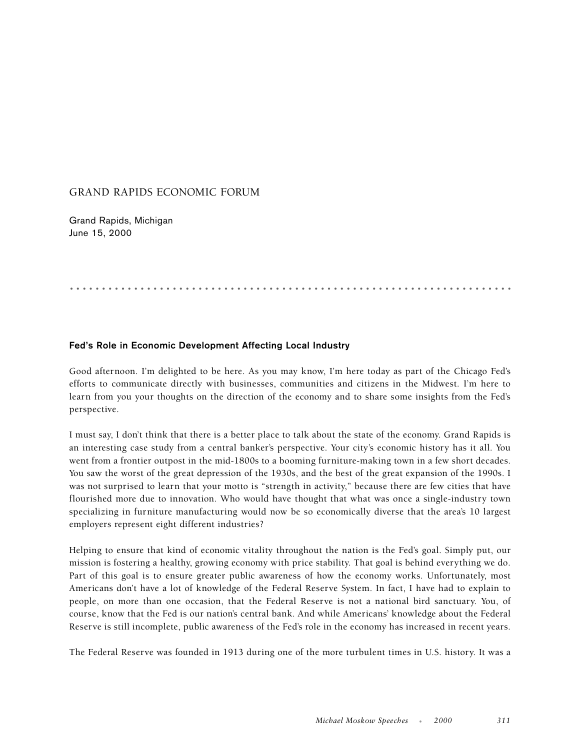# GRAND RAPIDS ECONOMIC FORUM

Grand Rapids, Michigan
June 15, 2000

## Fed's Role in Economic Development Affecting Local Industry

Good afternoon. I'm delighted to be here. As you may know, I'm here today as part of the Chicago Fed's efforts to communicate directly with businesses, communities and citizens in the Midwest. I'm here to learn from you your thoughts on the direction of the economy and to share some insights from the Fed's perspective.

I must say, I don't think that there is a better place to talk about the state of the economy. Grand Rapids is an interesting case study from a central banker's perspective. Your city's economic history has it all. You went from a frontier outpost in the mid-1800s to a booming furniture-making town in a few short decades. You saw the worst of the great depression of the 1930s, and the best of the great expansion of the 1990s. I was not surprised to learn that your motto is "strength in activity," because there are few cities that have flourished more due to innovation. Who would have thought that what was once a single-industry town specializing in furniture manufacturing would now be so economically diverse that the area's 10 largest employers represent eight different industries?

Helping to ensure that kind of economic vitality throughout the nation is the Fed's goal. Simply put, our mission is fostering a healthy, growing economy with price stability. That goal is behind everything we do. Part of this goal is to ensure greater public awareness of how the economy works. Unfortunately, most Americans don't have a lot of knowledge of the Federal Reserve System. In fact, I have had to explain to people, on more than one occasion, that the Federal Reserve is not a national bird sanctuary. You, of course, know that the Fed is our nation's central bank. And while Americans' knowledge about the Federal Reserve is still incomplete, public awareness of the Fed's role in the economy has increased in recent years.

The Federal Reserve was founded in 1913 during one of the more turbulent times in U.S. history. It was a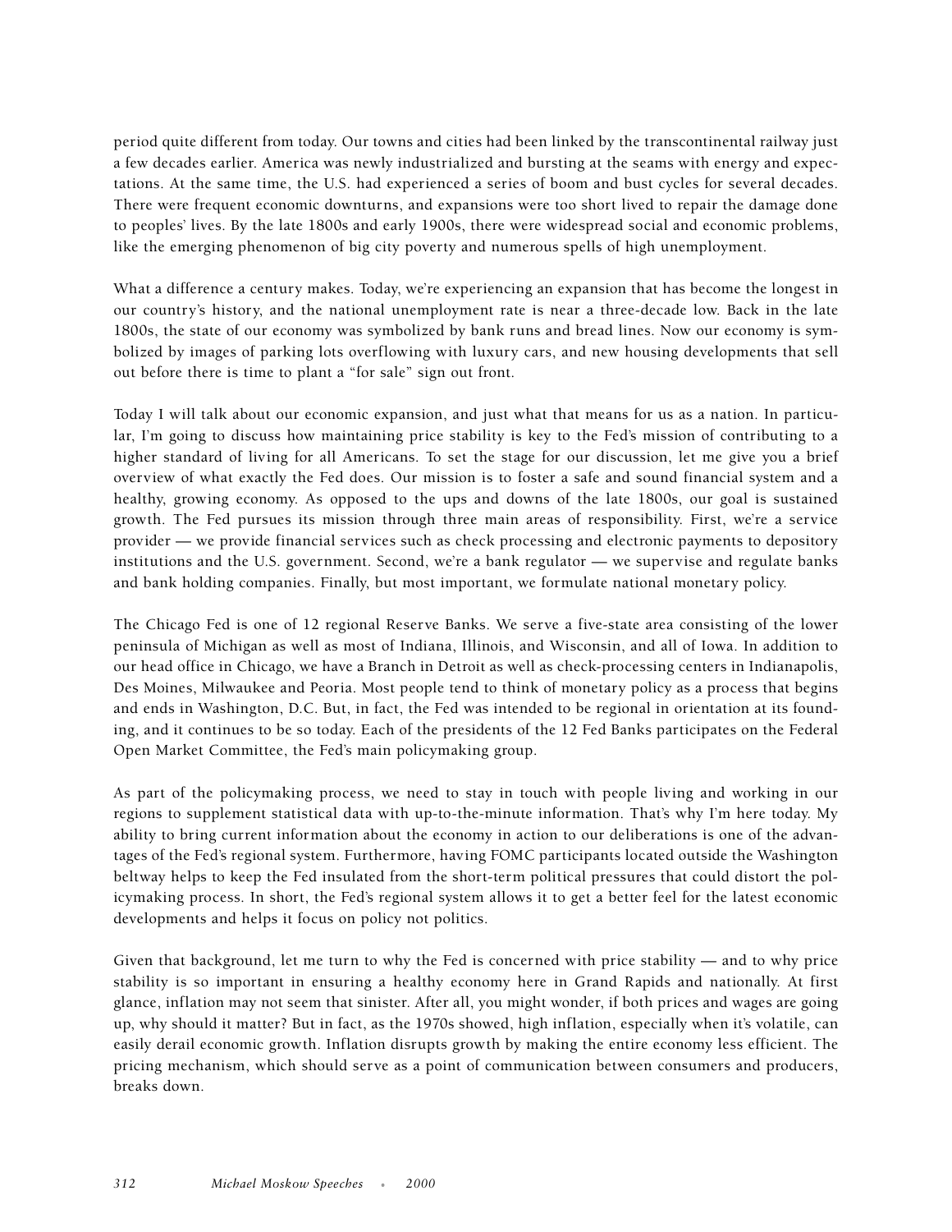period quite different from today. Our towns and cities had been linked by the transcontinental railway just a few decades earlier. America was newly industrialized and bursting at the seams with energy and expectations. At the same time, the U.S. had experienced a series of boom and bust cycles for several decades. There were frequent economic downturns, and expansions were too short lived to repair the damage done to peoples' lives. By the late 1800s and early 1900s, there were widespread social and economic problems, like the emerging phenomenon of big city poverty and numerous spells of high unemployment.

What a difference a century makes. Today, we're experiencing an expansion that has become the longest in our country's history, and the national unemployment rate is near a three-decade low. Back in the late 1800s, the state of our economy was symbolized by bank runs and bread lines. Now our economy is symbolized by images of parking lots overflowing with luxury cars, and new housing developments that sell out before there is time to plant a "for sale" sign out front.

Today I will talk about our economic expansion, and just what that means for us as a nation. In particular, I'm going to discuss how maintaining price stability is key to the Fed's mission of contributing to a higher standard of living for all Americans. To set the stage for our discussion, let me give you a brief overview of what exactly the Fed does. Our mission is to foster a safe and sound financial system and a healthy, growing economy. As opposed to the ups and downs of the late 1800s, our goal is sustained growth. The Fed pursues its mission through three main areas of responsibility. First, we're a service provider — we provide financial services such as check processing and electronic payments to depository institutions and the U.S. government. Second, we're a bank regulator — we supervise and regulate banks and bank holding companies. Finally, but most important, we formulate national monetary policy.

The Chicago Fed is one of 12 regional Reserve Banks. We serve a five-state area consisting of the lower peninsula of Michigan as well as most of Indiana, Illinois, and Wisconsin, and all of Iowa. In addition to our head office in Chicago, we have a Branch in Detroit as well as check-processing centers in Indianapolis, Des Moines, Milwaukee and Peoria. Most people tend to think of monetary policy as a process that begins and ends in Washington, D.C. But, in fact, the Fed was intended to be regional in orientation at its founding, and it continues to be so today. Each of the presidents of the 12 Fed Banks participates on the Federal Open Market Committee, the Fed's main policymaking group.

As part of the policymaking process, we need to stay in touch with people living and working in our regions to supplement statistical data with up-to-the-minute information. That's why I'm here today. My ability to bring current information about the economy in action to our deliberations is one of the advantages of the Fed's regional system. Furthermore, having FOMC participants located outside the Washington beltway helps to keep the Fed insulated from the short-term political pressures that could distort the policymaking process. In short, the Fed's regional system allows it to get a better feel for the latest economic developments and helps it focus on policy not politics.

Given that background, let me turn to why the Fed is concerned with price stability — and to why price stability is so important in ensuring a healthy economy here in Grand Rapids and nationally. At first glance, inflation may not seem that sinister. After all, you might wonder, if both prices and wages are going up, why should it matter? But in fact, as the 1970s showed, high inflation, especially when it's volatile, can easily derail economic growth. Inflation disrupts growth by making the entire economy less efficient. The pricing mechanism, which should serve as a point of communication between consumers and producers, breaks down.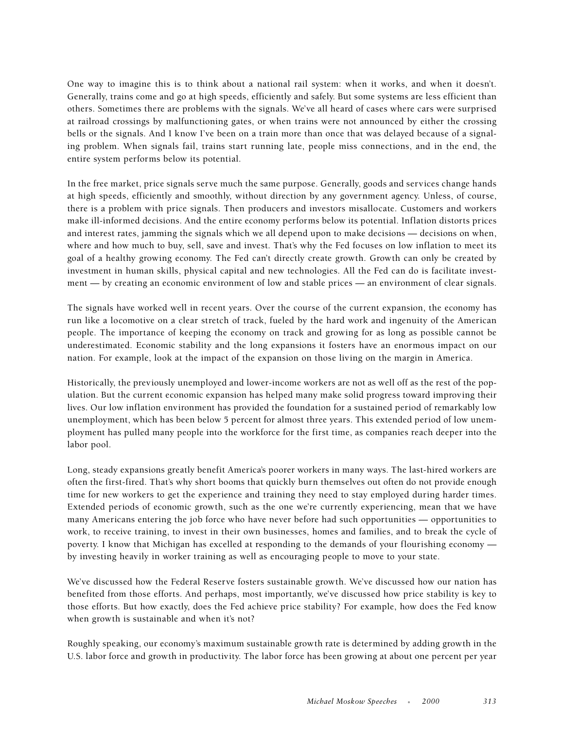One way to imagine this is to think about a national rail system: when it works, and when it doesn't. Generally, trains come and go at high speeds, efficiently and safely. But some systems are less efficient than others. Sometimes there are problems with the signals. We've all heard of cases where cars were surprised at railroad crossings by malfunctioning gates, or when trains were not announced by either the crossing bells or the signals. And I know I've been on a train more than once that was delayed because of a signaling problem. When signals fail, trains start running late, people miss connections, and in the end, the entire system performs below its potential.

In the free market, price signals serve much the same purpose. Generally, goods and services change hands at high speeds, efficiently and smoothly, without direction by any government agency. Unless, of course, there is a problem with price signals. Then producers and investors misallocate. Customers and workers make ill-informed decisions. And the entire economy performs below its potential. Inflation distorts prices and interest rates, jamming the signals which we all depend upon to make decisions — decisions on when, where and how much to buy, sell, save and invest. That's why the Fed focuses on low inflation to meet its goal of a healthy growing economy. The Fed can't directly create growth. Growth can only be created by investment in human skills, physical capital and new technologies. All the Fed can do is facilitate investment — by creating an economic environment of low and stable prices — an environment of clear signals.

The signals have worked well in recent years. Over the course of the current expansion, the economy has run like a locomotive on a clear stretch of track, fueled by the hard work and ingenuity of the American people. The importance of keeping the economy on track and growing for as long as possible cannot be underestimated. Economic stability and the long expansions it fosters have an enormous impact on our nation. For example, look at the impact of the expansion on those living on the margin in America.

Historically, the previously unemployed and lower-income workers are not as well off as the rest of the population. But the current economic expansion has helped many make solid progress toward improving their lives. Our low inflation environment has provided the foundation for a sustained period of remarkably low unemployment, which has been below 5 percent for almost three years. This extended period of low unemployment has pulled many people into the workforce for the first time, as companies reach deeper into the labor pool.

Long, steady expansions greatly benefit America's poorer workers in many ways. The last-hired workers are often the first-fired. That's why short booms that quickly burn themselves out often do not provide enough time for new workers to get the experience and training they need to stay employed during harder times. Extended periods of economic growth, such as the one we're currently experiencing, mean that we have many Americans entering the job force who have never before had such opportunities — opportunities to work, to receive training, to invest in their own businesses, homes and families, and to break the cycle of poverty. I know that Michigan has excelled at responding to the demands of your flourishing economy — by investing heavily in worker training as well as encouraging people to move to your state.

We've discussed how the Federal Reserve fosters sustainable growth. We've discussed how our nation has benefited from those efforts. And perhaps, most importantly, we've discussed how price stability is key to those efforts. But how exactly, does the Fed achieve price stability? For example, how does the Fed know when growth is sustainable and when it's not?

Roughly speaking, our economy's maximum sustainable growth rate is determined by adding growth in the U.S. labor force and growth in productivity. The labor force has been growing at about one percent per year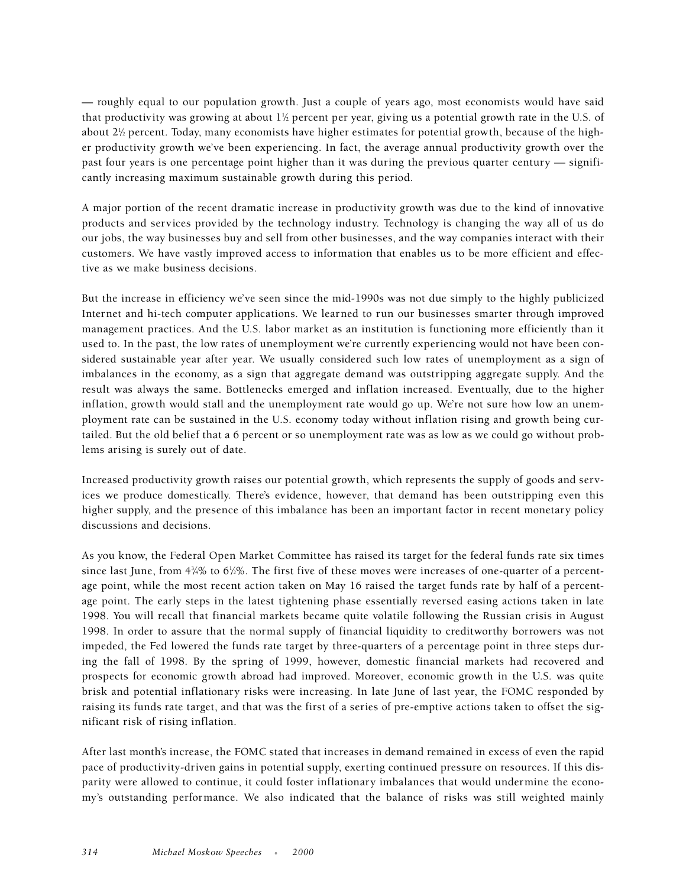— roughly equal to our population growth. Just a couple of years ago, most economists would have said that productivity was growing at about 1½ percent per year, giving us a potential growth rate in the U.S. of about 2½ percent. Today, many economists have higher estimates for potential growth, because of the higher productivity growth we've been experiencing. In fact, the average annual productivity growth over the past four years is one percentage point higher than it was during the previous quarter century — significantly increasing maximum sustainable growth during this period.

A major portion of the recent dramatic increase in productivity growth was due to the kind of innovative products and services provided by the technology industry. Technology is changing the way all of us do our jobs, the way businesses buy and sell from other businesses, and the way companies interact with their customers. We have vastly improved access to information that enables us to be more efficient and effective as we make business decisions.

But the increase in efficiency we've seen since the mid-1990s was not due simply to the highly publicized Internet and hi-tech computer applications. We learned to run our businesses smarter through improved management practices. And the U.S. labor market as an institution is functioning more efficiently than it used to. In the past, the low rates of unemployment we're currently experiencing would not have been considered sustainable year after year. We usually considered such low rates of unemployment as a sign of imbalances in the economy, as a sign that aggregate demand was outstripping aggregate supply. And the result was always the same. Bottlenecks emerged and inflation increased. Eventually, due to the higher inflation, growth would stall and the unemployment rate would go up. We're not sure how low an unemployment rate can be sustained in the U.S. economy today without inflation rising and growth being curtailed. But the old belief that a 6 percent or so unemployment rate was as low as we could go without problems arising is surely out of date.

Increased productivity growth raises our potential growth, which represents the supply of goods and services we produce domestically. There's evidence, however, that demand has been outstripping even this higher supply, and the presence of this imbalance has been an important factor in recent monetary policy discussions and decisions.

As you know, the Federal Open Market Committee has raised its target for the federal funds rate six times since last June, from 4¾% to 6½%. The first five of these moves were increases of one-quarter of a percentage point, while the most recent action taken on May 16 raised the target funds rate by half of a percentage point. The early steps in the latest tightening phase essentially reversed easing actions taken in late 1998. You will recall that financial markets became quite volatile following the Russian crisis in August 1998. In order to assure that the normal supply of financial liquidity to creditworthy borrowers was not impeded, the Fed lowered the funds rate target by three-quarters of a percentage point in three steps during the fall of 1998. By the spring of 1999, however, domestic financial markets had recovered and prospects for economic growth abroad had improved. Moreover, economic growth in the U.S. was quite brisk and potential inflationary risks were increasing. In late June of last year, the FOMC responded by raising its funds rate target, and that was the first of a series of pre-emptive actions taken to offset the significant risk of rising inflation.

After last month's increase, the FOMC stated that increases in demand remained in excess of even the rapid pace of productivity-driven gains in potential supply, exerting continued pressure on resources. If this disparity were allowed to continue, it could foster inflationary imbalances that would undermine the economy's outstanding performance. We also indicated that the balance of risks was still weighted mainly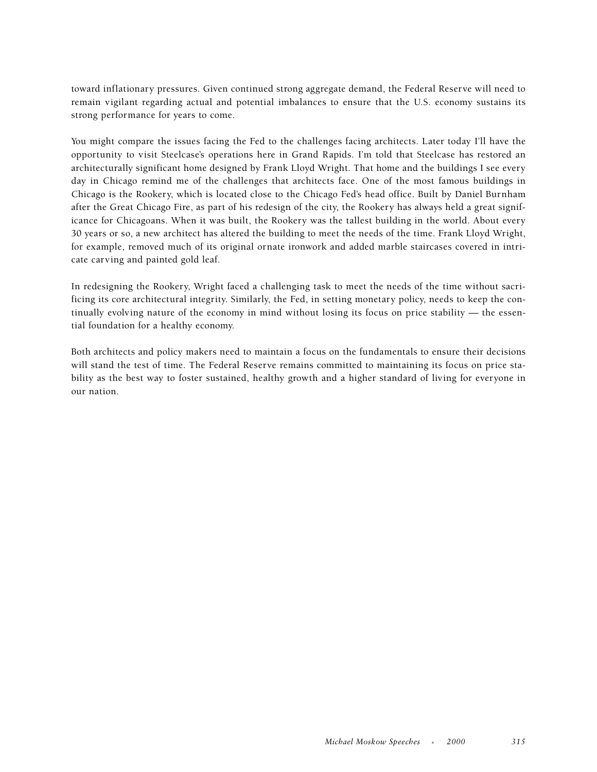toward inflationary pressures. Given continued strong aggregate demand, the Federal Reserve will need to remain vigilant regarding actual and potential imbalances to ensure that the U.S. economy sustains its strong performance for years to come.

You might compare the issues facing the Fed to the challenges facing architects. Later today I'll have the opportunity to visit Steelcase's operations here in Grand Rapids. I'm told that Steelcase has restored an architecturally significant home designed by Frank Lloyd Wright. That home and the buildings I see every day in Chicago remind me of the challenges that architects face. One of the most famous buildings in Chicago is the Rookery, which is located close to the Chicago Fed's head office. Built by Daniel Burnham after the Great Chicago Fire, as part of his redesign of the city, the Rookery has always held a great significance for Chicagoans. When it was built, the Rookery was the tallest building in the world. About every 30 years or so, a new architect has altered the building to meet the needs of the time. Frank Lloyd Wright, for example, removed much of its original ornate ironwork and added marble staircases covered in intricate carving and painted gold leaf.

In redesigning the Rookery, Wright faced a challenging task to meet the needs of the time without sacrificing its core architectural integrity. Similarly, the Fed, in setting monetary policy, needs to keep the continually evolving nature of the economy in mind without losing its focus on price stability — the essential foundation for a healthy economy.

Both architects and policy makers need to maintain a focus on the fundamentals to ensure their decisions will stand the test of time. The Federal Reserve remains committed to maintaining its focus on price stability as the best way to foster sustained, healthy growth and a higher standard of living for everyone in our nation.